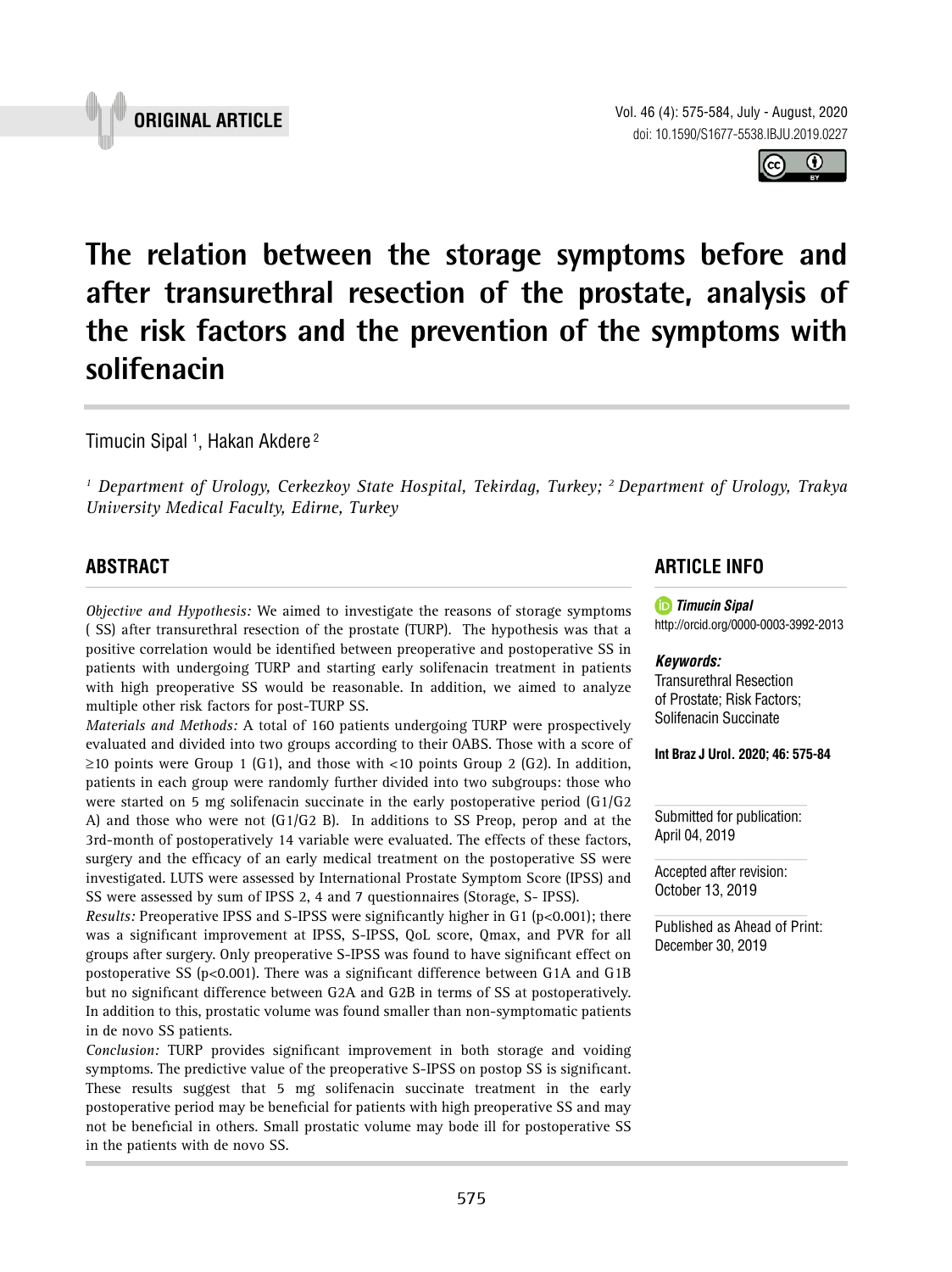ORIGINAL ARTICLE

# The relation between the storage symptoms before and after transurethral resection of the prostate, analysis of the risk factors and the prevention of the symptoms with solifenacin

Timucin Sipal [1], Hakan Akdere [2]

[1] *Department of Urology, Cerkezkoy State Hospital, Tekirdag, Turkey;* [2] *Department of Urology, Trakya University Medical Faculty, Edirne, Turkey*

## ABSTRACT

*Objective and Hypothesis:* We aimed to investigate the reasons of storage symptoms ( SS) after transurethral resection of the prostate (TURP). The hypothesis was that a positive correlation would be identified between preoperative and postoperative SS in patients with undergoing TURP and starting early solifenacin treatment in patients with high preoperative SS would be reasonable. In addition, we aimed to analyze multiple other risk factors for post-TURP SS.

*Materials and Methods:* A total of 160 patients undergoing TURP were prospectively evaluated and divided into two groups according to their OABS. Those with a score of ≥10 points were Group 1 (G1), and those with <10 points Group 2 (G2). In addition, patients in each group were randomly further divided into two subgroups: those who were started on 5 mg solifenacin succinate in the early postoperative period (G1/G2 A) and those who were not (G1/G2 B). In additions to SS Preop, perop and at the 3rd-month of postoperatively 14 variable were evaluated. The effects of these factors, surgery and the efficacy of an early medical treatment on the postoperative SS were investigated. LUTS were assessed by International Prostate Symptom Score (IPSS) and SS were assessed by sum of IPSS 2, 4 and 7 questionnaires (Storage, S- IPSS).

*Results:* Preoperative IPSS and S-IPSS were significantly higher in G1 ($p<0.001$); there was a significant improvement at IPSS, S-IPSS, QoL score, Qmax, and PVR for all groups after surgery. Only preoperative S-IPSS was found to have significant effect on postoperative SS ($p<0.001$). There was a significant difference between G1A and G1B but no significant difference between G2A and G2B in terms of SS at postoperatively. In addition to this, prostatic volume was found smaller than non-symptomatic patients in de novo SS patients.

*Conclusion:* TURP provides significant improvement in both storage and voiding symptoms. The predictive value of the preoperative S-IPSS on postop SS is significant. These results suggest that 5 mg solifenacin succinate treatment in the early postoperative period may be beneficial for patients with high preoperative SS and may not be beneficial in others. Small prostatic volume may bode ill for postoperative SS in the patients with de novo SS.

## ARTICLE INFO

***Timucin Sipal***
http://orcid.org/0000-0003-3992-2013

***Keywords:***
Transurethral Resection of Prostate; Risk Factors; Solifenacin Succinate

**Int Braz J Urol. 2020; 46: 575-84**

Submitted for publication:
April 04, 2019

Accepted after revision:
October 13, 2019

Published as Ahead of Print:
December 30, 2019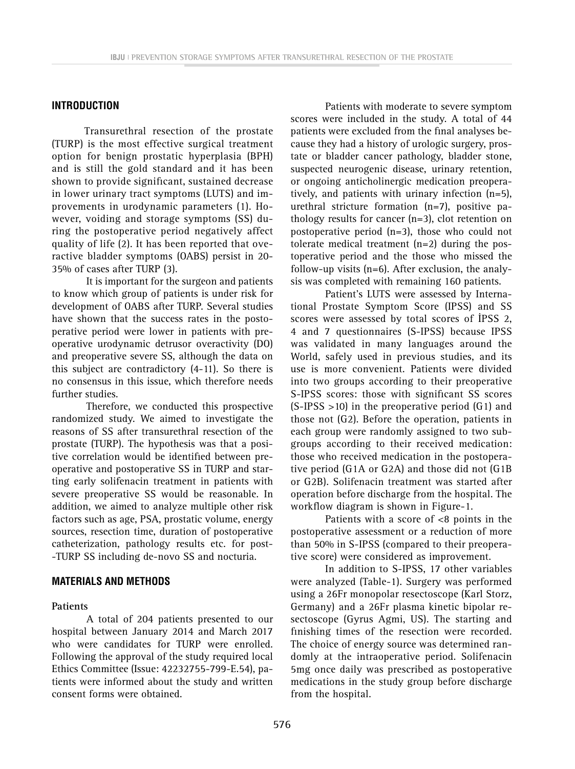## INTRODUCTION

Transurethral resection of the prostate (TURP) is the most effective surgical treatment option for benign prostatic hyperplasia (BPH) and is still the gold standard and it has been shown to provide significant, sustained decrease in lower urinary tract symptoms (LUTS) and improvements in urodynamic parameters (1). However, voiding and storage symptoms (SS) during the postoperative period negatively affect quality of life (2). It has been reported that overactive bladder symptoms (OABS) persist in 20-35% of cases after TURP (3).

It is important for the surgeon and patients to know which group of patients is under risk for development of OABS after TURP. Several studies have shown that the success rates in the postoperative period were lower in patients with preoperative urodynamic detrusor overactivity (DO) and preoperative severe SS, although the data on this subject are contradictory (4-11). So there is no consensus in this issue, which therefore needs further studies.

Therefore, we conducted this prospective randomized study. We aimed to investigate the reasons of SS after transurethral resection of the prostate (TURP). The hypothesis was that a positive correlation would be identified between preoperative and postoperative SS in TURP and starting early solifenacin treatment in patients with severe preoperative SS would be reasonable. In addition, we aimed to analyze multiple other risk factors such as age, PSA, prostatic volume, energy sources, resection time, duration of postoperative catheterization, pathology results etc. for post-TURP SS including de-novo SS and nocturia.

## MATERIALS AND METHODS

### Patients

A total of 204 patients presented to our hospital between January 2014 and March 2017 who were candidates for TURP were enrolled. Following the approval of the study required local Ethics Committee (Issue: 42232755-799-E.54), patients were informed about the study and written consent forms were obtained.

Patients with moderate to severe symptom scores were included in the study. A total of 44 patients were excluded from the final analyses because they had a history of urologic surgery, prostate or bladder cancer pathology, bladder stone, suspected neurogenic disease, urinary retention, or ongoing anticholinergic medication preoperatively, and patients with urinary infection (n=5), urethral stricture formation (n=7), positive pathology results for cancer (n=3), clot retention on postoperative period (n=3), those who could not tolerate medical treatment (n=2) during the postoperative period and the those who missed the follow-up visits (n=6). After exclusion, the analysis was completed with remaining 160 patients.

Patient's LUTS were assessed by International Prostate Symptom Score (IPSS) and SS scores were assessed by total scores of İPSS 2, 4 and 7 questionnaires (S-IPSS) because IPSS was validated in many languages around the World, safely used in previous studies, and its use is more convenient. Patients were divided into two groups according to their preoperative S-IPSS scores: those with significant SS scores (S-IPSS >10) in the preoperative period (G1) and those not (G2). Before the operation, patients in each group were randomly assigned to two subgroups according to their received medication: those who received medication in the postoperative period (G1A or G2A) and those did not (G1B or G2B). Solifenacin treatment was started after operation before discharge from the hospital. The workflow diagram is shown in Figure-1.

Patients with a score of <8 points in the postoperative assessment or a reduction of more than 50% in S-IPSS (compared to their preoperative score) were considered as improvement.

In addition to S-IPSS, 17 other variables were analyzed (Table-1). Surgery was performed using a 26Fr monopolar resectoscope (Karl Storz, Germany) and a 26Fr plasma kinetic bipolar resectoscope (Gyrus Agmi, US). The starting and finishing times of the resection were recorded. The choice of energy source was determined randomly at the intraoperative period. Solifenacin 5mg once daily was prescribed as postoperative medications in the study group before discharge from the hospital.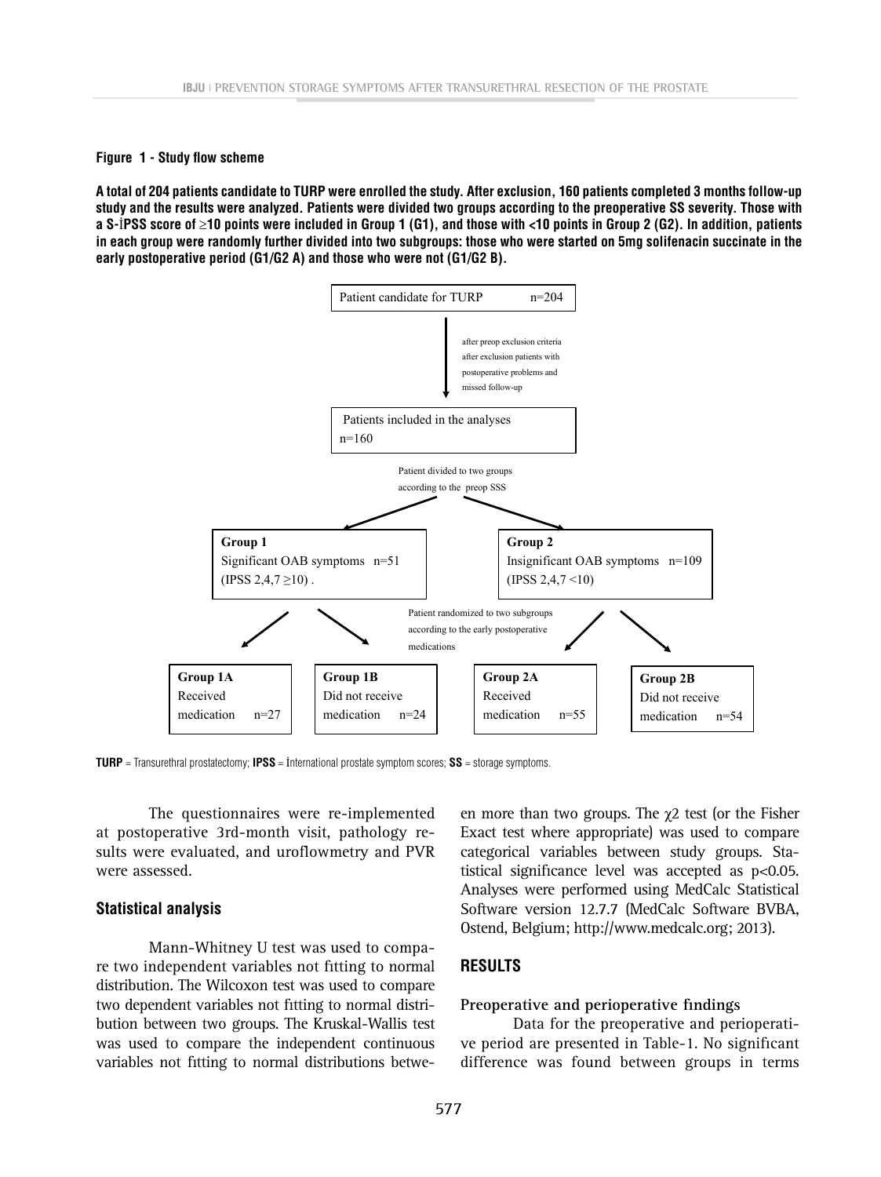**Figure 1 - Study flow scheme**

**A total of 204 patients candidate to TURP were enrolled the study. After exclusion, 160 patients completed 3 months follow-up study and the results were analyzed. Patients were divided two groups according to the preoperative SS severity. Those with a S-İPSS score of ≥10 points were included in Group 1 (G1), and those with <10 points in Group 2 (G2). In addition, patients in each group were randomly further divided into two subgroups: those who were started on 5mg solifenacin succinate in the early postoperative period (G1/G2 A) and those who were not (G1/G2 B).**

Patient candidate for TURP n=204

↓ after preop exclusion criteria after exclusion patients with postoperative problems and missed follow-up

Patients included in the analyses n=160

Patient divided to two groups according to the preop SSS

- **Group 1** Significant OAB symptoms n=51 (IPSS 2,4,7 ≥10).
- **Group 2** Insignificant OAB symptoms n=109 (IPSS 2,4,7 <10)

Patient randomized to two subgroups according to the early postoperative medications

- **Group 1A** Received medication n=27
- **Group 1B** Did not receive medication n=24
- **Group 2A** Received medication n=55
- **Group 2B** Did not receive medication n=54

**TURP** = Transurethral prostatectomy; **IPSS** = İnternational prostate symptom scores; **SS** = storage symptoms.

The questionnaires were re-implemented at postoperative 3rd-month visit, pathology results were evaluated, and uroflowmetry and PVR were assessed.

### Statistical analysis

Mann-Whitney U test was used to compare two independent variables not fitting to normal distribution. The Wilcoxon test was used to compare two dependent variables not fitting to normal distribution between two groups. The Kruskal-Wallis test was used to compare the independent continuous variables not fitting to normal distributions between more than two groups. The $\chi 2$ test (or the Fisher Exact test where appropriate) was used to compare categorical variables between study groups. Statistical significance level was accepted as $p<0.05$. Analyses were performed using MedCalc Statistical Software version 12.7.7 (MedCalc Software BVBA, Ostend, Belgium; http://www.medcalc.org; 2013).

## RESULTS

### Preoperative and perioperative findings

Data for the preoperative and perioperative period are presented in Table-1. No significant difference was found between groups in terms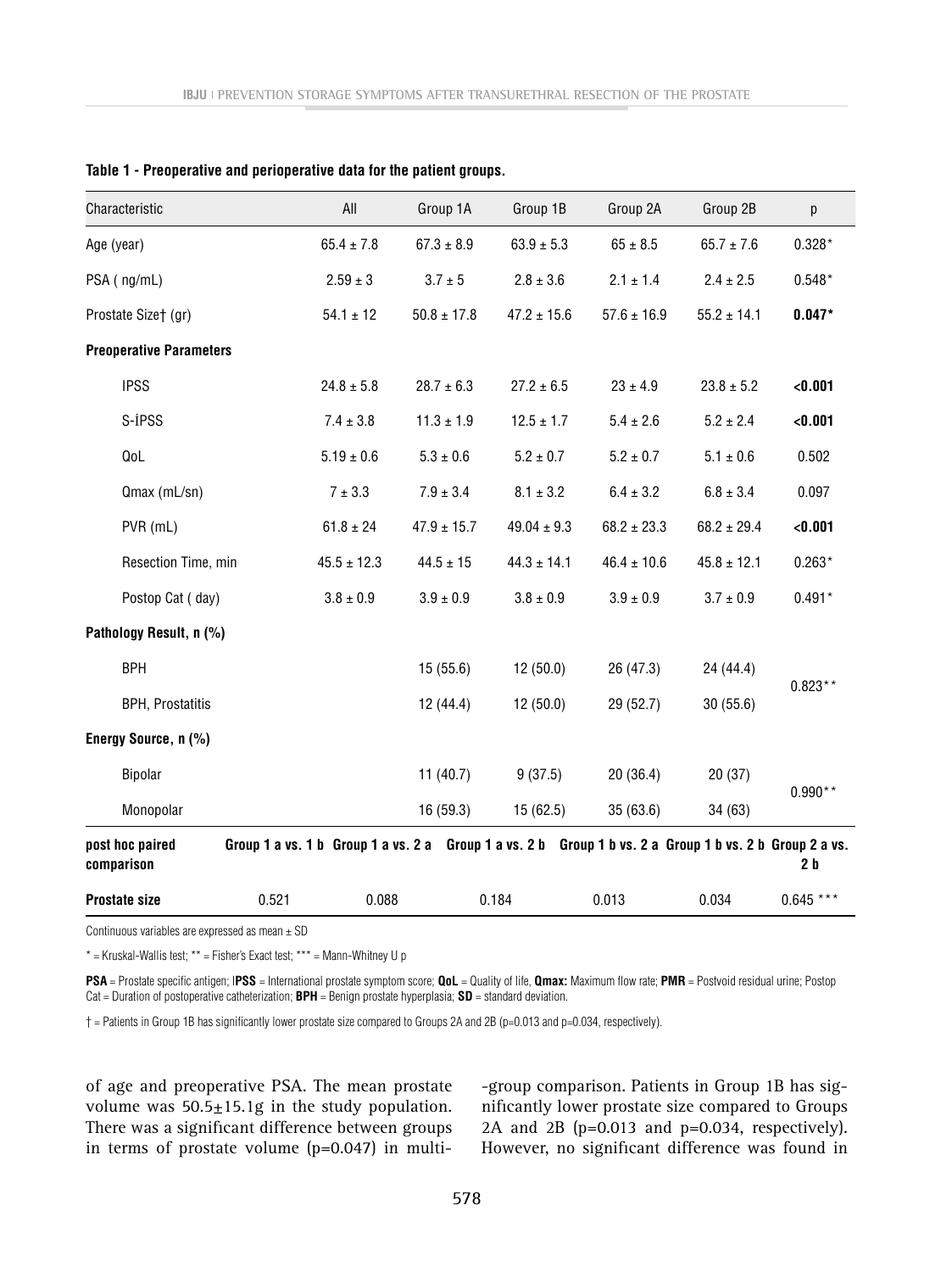**Table 1 - Preoperative and perioperative data for the patient groups.**

| Characteristic | All | Group 1A | Group 1B | Group 2A | Group 2B | p |
|---|---|---|---|---|---|---|
| Age (year) | 65.4 ± 7.8 | 67.3 ± 8.9 | 63.9 ± 5.3 | 65 ± 8.5 | 65.7 ± 7.6 | 0.328* |
| PSA ( ng/mL) | 2.59 ± 3 | 3.7 ± 5 | 2.8 ± 3.6 | 2.1 ± 1.4 | 2.4 ± 2.5 | 0.548* |
| Prostate Size† (gr) | 54.1 ± 12 | 50.8 ± 17.8 | 47.2 ± 15.6 | 57.6 ± 16.9 | 55.2 ± 14.1 | **0.047*** |
| **Preoperative Parameters** | | | | | | |
| IPSS | 24.8 ± 5.8 | 28.7 ± 6.3 | 27.2 ± 6.5 | 23 ± 4.9 | 23.8 ± 5.2 | **<0.001** |
| S-İPSS | 7.4 ± 3.8 | 11.3 ± 1.9 | 12.5 ± 1.7 | 5.4 ± 2.6 | 5.2 ± 2.4 | **<0.001** |
| QoL | 5.19 ± 0.6 | 5.3 ± 0.6 | 5.2 ± 0.7 | 5.2 ± 0.7 | 5.1 ± 0.6 | 0.502 |
| Qmax (mL/sn) | 7 ± 3.3 | 7.9 ± 3.4 | 8.1 ± 3.2 | 6.4 ± 3.2 | 6.8 ± 3.4 | 0.097 |
| PVR (mL) | 61.8 ± 24 | 47.9 ± 15.7 | 49.04 ± 9.3 | 68.2 ± 23.3 | 68.2 ± 29.4 | **<0.001** |
| Resection Time, min | 45.5 ± 12.3 | 44.5 ± 15 | 44.3 ± 14.1 | 46.4 ± 10.6 | 45.8 ± 12.1 | 0.263* |
| Postop Cat ( day) | 3.8 ± 0.9 | 3.9 ± 0.9 | 3.8 ± 0.9 | 3.9 ± 0.9 | 3.7 ± 0.9 | 0.491* |
| **Pathology Result, n (%)** | | | | | | |
| BPH | | 15 (55.6) | 12 (50.0) | 26 (47.3) | 24 (44.4) | 0.823** |
| BPH, Prostatitis | | 12 (44.4) | 12 (50.0) | 29 (52.7) | 30 (55.6) | |
| **Energy Source, n (%)** | | | | | | |
| Bipolar | | 11 (40.7) | 9 (37.5) | 20 (36.4) | 20 (37) | 0.990** |
| Monopolar | | 16 (59.3) | 15 (62.5) | 35 (63.6) | 34 (63) | |
| **post hoc paired comparison** | **Group 1 a vs. 1 b** | **Group 1 a vs. 2 a** | **Group 1 a vs. 2 b** | **Group 1 b vs. 2 a** | **Group 1 b vs. 2 b** | **Group 2 a vs. 2 b** |
| **Prostate size** | 0.521 | 0.088 | 0.184 | 0.013 | 0.034 | 0.645 *** |

Continuous variables are expressed as mean ± SD

\* = Kruskal-Wallis test; ** = Fisher's Exact test; *** = Mann-Whitney U p

**PSA** = Prostate specific antigen; **IPSS** = International prostate symptom score; **QoL** = Quality of life, **Qmax:** Maximum flow rate; **PMR** = Postvoid residual urine; Postop Cat = Duration of postoperative catheterization; **BPH** = Benign prostate hyperplasia; **SD** = standard deviation.

† = Patients in Group 1B has significantly lower prostate size compared to Groups 2A and 2B (p=0.013 and p=0.034, respectively).

of age and preoperative PSA. The mean prostate volume was 50.5±15.1g in the study population. There was a significant difference between groups in terms of prostate volume (p=0.047) in multi-group comparison. Patients in Group 1B has significantly lower prostate size compared to Groups 2A and 2B (p=0.013 and p=0.034, respectively). However, no significant difference was found in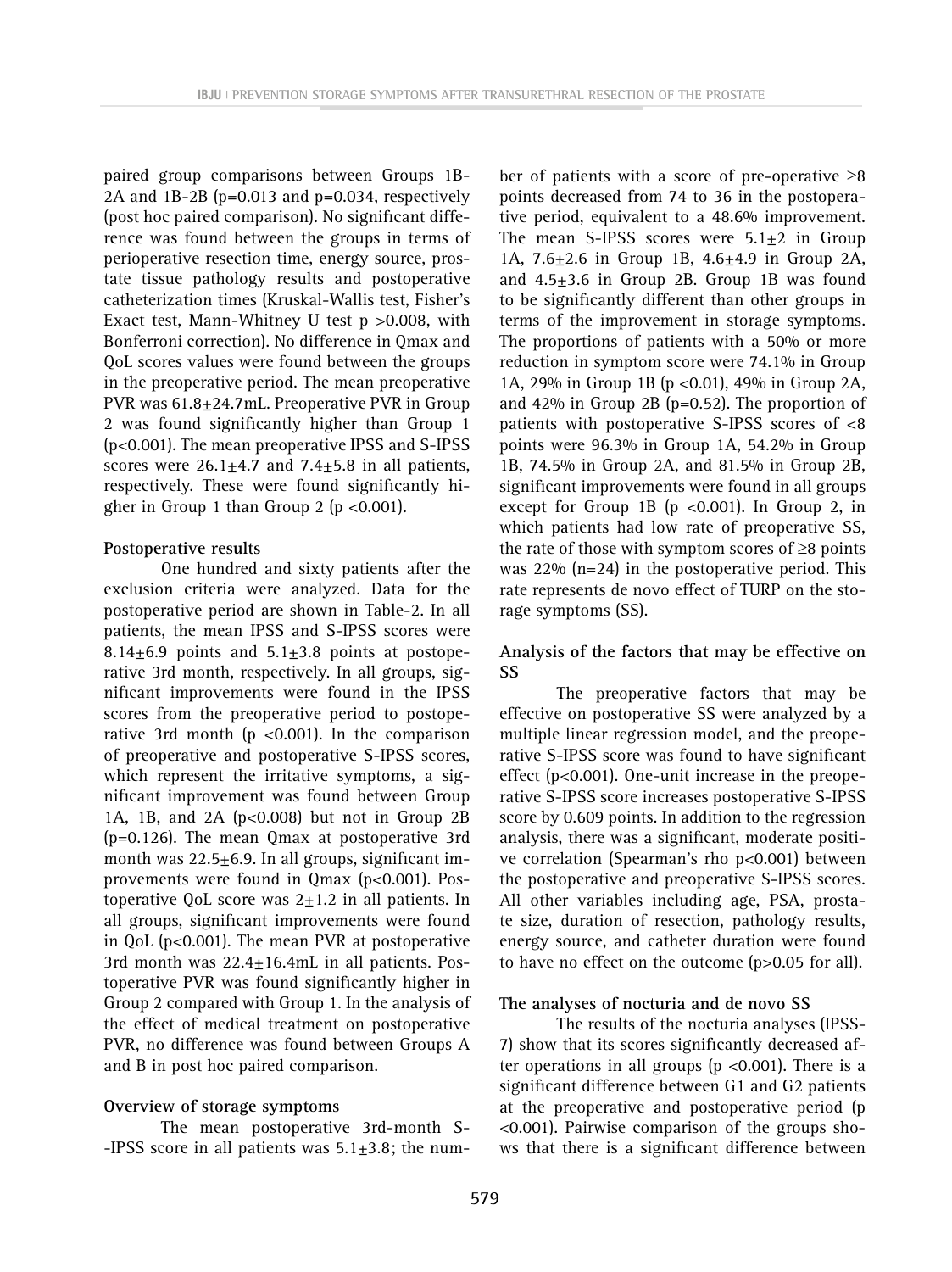paired group comparisons between Groups 1B-2A and 1B-2B ($p=0.013$ and $p=0.034$, respectively (post hoc paired comparison). No significant difference was found between the groups in terms of perioperative resection time, energy source, prostate tissue pathology results and postoperative catheterization times (Kruskal-Wallis test, Fisher's Exact test, Mann-Whitney U test $p > 0.008$, with Bonferroni correction). No difference in Qmax and QoL scores values were found between the groups in the preoperative period. The mean preoperative PVR was 61.8±24.7mL. Preoperative PVR in Group 2 was found significantly higher than Group 1 ($p<0.001$). The mean preoperative IPSS and S-IPSS scores were 26.1±4.7 and 7.4±5.8 in all patients, respectively. These were found significantly higher in Group 1 than Group 2 ($p < 0.001$).

**Postoperative results**

One hundred and sixty patients after the exclusion criteria were analyzed. Data for the postoperative period are shown in Table-2. In all patients, the mean IPSS and S-IPSS scores were 8.14±6.9 points and 5.1±3.8 points at postoperative 3rd month, respectively. In all groups, significant improvements were found in the IPSS scores from the preoperative period to postoperative 3rd month ($p < 0.001$). In the comparison of preoperative and postoperative S-IPSS scores, which represent the irritative symptoms, a significant improvement was found between Group 1A, 1B, and 2A ($p<0.008$) but not in Group 2B ($p=0.126$). The mean Qmax at postoperative 3rd month was 22.5±6.9. In all groups, significant improvements were found in Qmax ($p<0.001$). Postoperative QoL score was 2±1.2 in all patients. In all groups, significant improvements were found in QoL ($p<0.001$). The mean PVR at postoperative 3rd month was 22.4±16.4mL in all patients. Postoperative PVR was found significantly higher in Group 2 compared with Group 1. In the analysis of the effect of medical treatment on postoperative PVR, no difference was found between Groups A and B in post hoc paired comparison.

**Overview of storage symptoms**

The mean postoperative 3rd-month S-IPSS score in all patients was 5.1±3.8; the number of patients with a score of pre-operative ≥8 points decreased from 74 to 36 in the postoperative period, equivalent to a 48.6% improvement. The mean S-IPSS scores were 5.1±2 in Group 1A, 7.6±2.6 in Group 1B, 4.6±4.9 in Group 2A, and 4.5±3.6 in Group 2B. Group 1B was found to be significantly different than other groups in terms of the improvement in storage symptoms. The proportions of patients with a 50% or more reduction in symptom score were 74.1% in Group 1A, 29% in Group 1B ($p < 0.01$), 49% in Group 2A, and 42% in Group 2B ($p=0.52$). The proportion of patients with postoperative S-IPSS scores of <8 points were 96.3% in Group 1A, 54.2% in Group 1B, 74.5% in Group 2A, and 81.5% in Group 2B, significant improvements were found in all groups except for Group 1B ($p < 0.001$). In Group 2, in which patients had low rate of preoperative SS, the rate of those with symptom scores of ≥8 points was 22% (n=24) in the postoperative period. This rate represents de novo effect of TURP on the storage symptoms (SS).

**Analysis of the factors that may be effective on SS**

The preoperative factors that may be effective on postoperative SS were analyzed by a multiple linear regression model, and the preoperative S-IPSS score was found to have significant effect ($p<0.001$). One-unit increase in the preoperative S-IPSS score increases postoperative S-IPSS score by 0.609 points. In addition to the regression analysis, there was a significant, moderate positive correlation (Spearman's rho $p<0.001$) between the postoperative and preoperative S-IPSS scores. All other variables including age, PSA, prostate size, duration of resection, pathology results, energy source, and catheter duration were found to have no effect on the outcome ($p>0.05$ for all).

**The analyses of nocturia and de novo SS**

The results of the nocturia analyses (IPSS-7) show that its scores significantly decreased after operations in all groups ($p < 0.001$). There is a significant difference between G1 and G2 patients at the preoperative and postoperative period ($p < 0.001$). Pairwise comparison of the groups shows that there is a significant difference between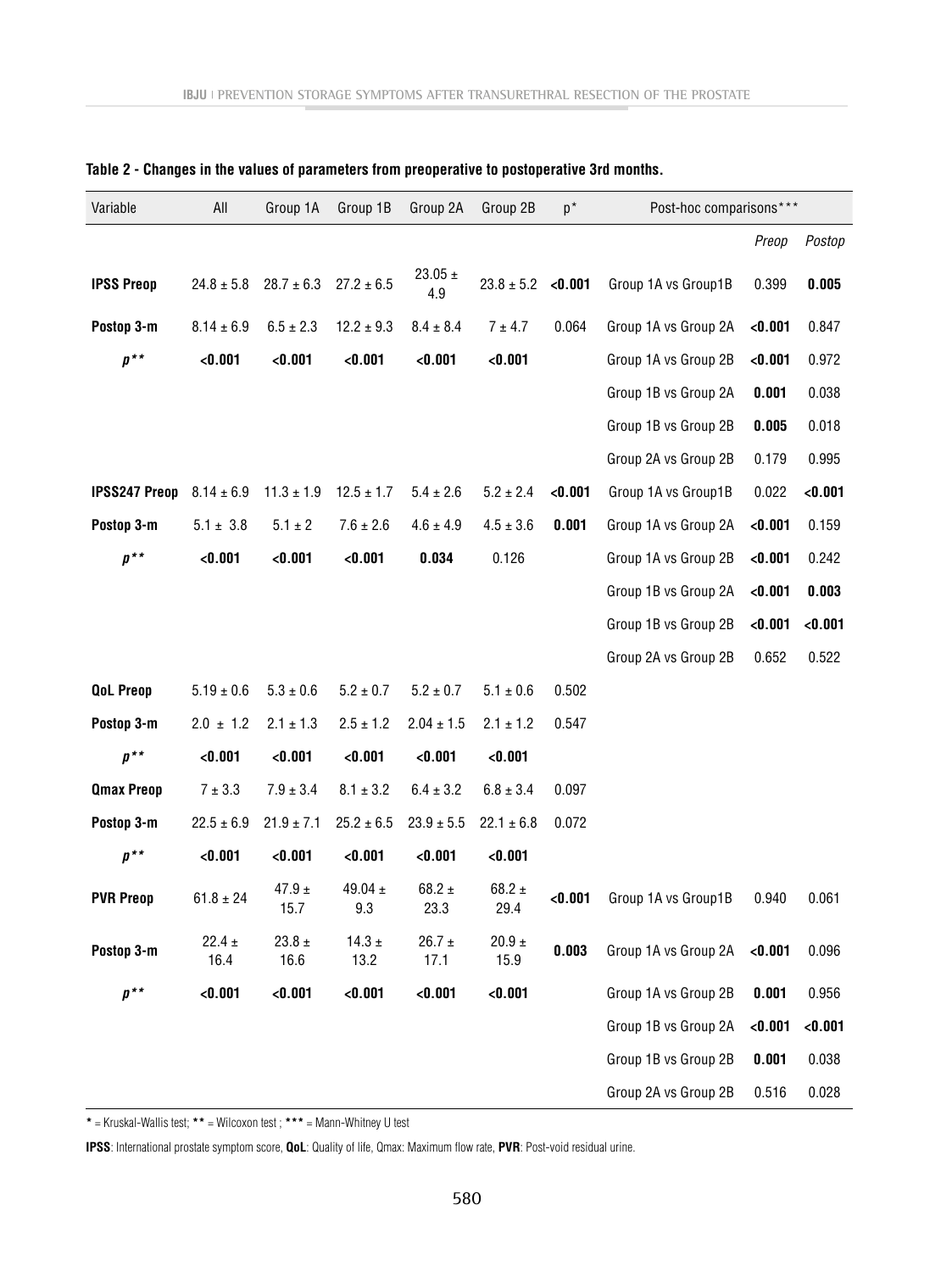**Table 2 - Changes in the values of parameters from preoperative to postoperative 3rd months.**

| Variable | All | Group 1A | Group 1B | Group 2A | Group 2B | p* | Post-hoc comparisons*** | | |
|---|---|---|---|---|---|---|---|---|---|
| | | | | | | | | *Preop* | *Postop* |
| **IPSS Preop** | 24.8 ± 5.8 | 28.7 ± 6.3 | 27.2 ± 6.5 | 23.05 ± 4.9 | 23.8 ± 5.2 | **<0.001** | Group 1A vs Group1B | 0.399 | **0.005** |
| **Postop 3-m** | 8.14 ± 6.9 | 6.5 ± 2.3 | 12.2 ± 9.3 | 8.4 ± 8.4 | 7 ± 4.7 | 0.064 | Group 1A vs Group 2A | **<0.001** | 0.847 |
| ***p*** | **<0.001** | **<0.001** | **<0.001** | **<0.001** | **<0.001** | | Group 1A vs Group 2B | **<0.001** | 0.972 |
| | | | | | | | Group 1B vs Group 2A | **0.001** | 0.038 |
| | | | | | | | Group 1B vs Group 2B | **0.005** | 0.018 |
| | | | | | | | Group 2A vs Group 2B | 0.179 | 0.995 |
| **IPSS247 Preop** | 8.14 ± 6.9 | 11.3 ± 1.9 | 12.5 ± 1.7 | 5.4 ± 2.6 | 5.2 ± 2.4 | **<0.001** | Group 1A vs Group1B | 0.022 | **<0.001** |
| **Postop 3-m** | 5.1 ± 3.8 | 5.1 ± 2 | 7.6 ± 2.6 | 4.6 ± 4.9 | 4.5 ± 3.6 | **0.001** | Group 1A vs Group 2A | **<0.001** | 0.159 |
| ***p*** | **<0.001** | **<0.001** | **<0.001** | **0.034** | 0.126 | | Group 1A vs Group 2B | **<0.001** | 0.242 |
| | | | | | | | Group 1B vs Group 2A | **<0.001** | **0.003** |
| | | | | | | | Group 1B vs Group 2B | **<0.001** | **<0.001** |
| | | | | | | | Group 2A vs Group 2B | 0.652 | 0.522 |
| **QoL Preop** | 5.19 ± 0.6 | 5.3 ± 0.6 | 5.2 ± 0.7 | 5.2 ± 0.7 | 5.1 ± 0.6 | 0.502 | | | |
| **Postop 3-m** | 2.0 ± 1.2 | 2.1 ± 1.3 | 2.5 ± 1.2 | 2.04 ± 1.5 | 2.1 ± 1.2 | 0.547 | | | |
| ***p*** | **<0.001** | **<0.001** | **<0.001** | **<0.001** | **<0.001** | | | | |
| **Qmax Preop** | 7 ± 3.3 | 7.9 ± 3.4 | 8.1 ± 3.2 | 6.4 ± 3.2 | 6.8 ± 3.4 | 0.097 | | | |
| **Postop 3-m** | 22.5 ± 6.9 | 21.9 ± 7.1 | 25.2 ± 6.5 | 23.9 ± 5.5 | 22.1 ± 6.8 | 0.072 | | | |
| ***p*** | **<0.001** | **<0.001** | **<0.001** | **<0.001** | **<0.001** | | | | |
| **PVR Preop** | 61.8 ± 24 | 47.9 ± 15.7 | 49.04 ± 9.3 | 68.2 ± 23.3 | 68.2 ± 29.4 | **<0.001** | Group 1A vs Group1B | 0.940 | 0.061 |
| **Postop 3-m** | 22.4 ± 16.4 | 23.8 ± 16.6 | 14.3 ± 13.2 | 26.7 ± 17.1 | 20.9 ± 15.9 | **0.003** | Group 1A vs Group 2A | **<0.001** | 0.096 |
| ***p*** | **<0.001** | **<0.001** | **<0.001** | **<0.001** | **<0.001** | | Group 1A vs Group 2B | **0.001** | 0.956 |
| | | | | | | | Group 1B vs Group 2A | **<0.001** | **<0.001** |
| | | | | | | | Group 1B vs Group 2B | **0.001** | 0.038 |
| | | | | | | | Group 2A vs Group 2B | 0.516 | 0.028 |

**\*** = Kruskal-Wallis test; **\*\*** = Wilcoxon test ; **\*\*\*** = Mann-Whitney U test

**IPSS**: International prostate symptom score, **QoL**: Quality of life, Qmax: Maximum flow rate, **PVR**: Post-void residual urine.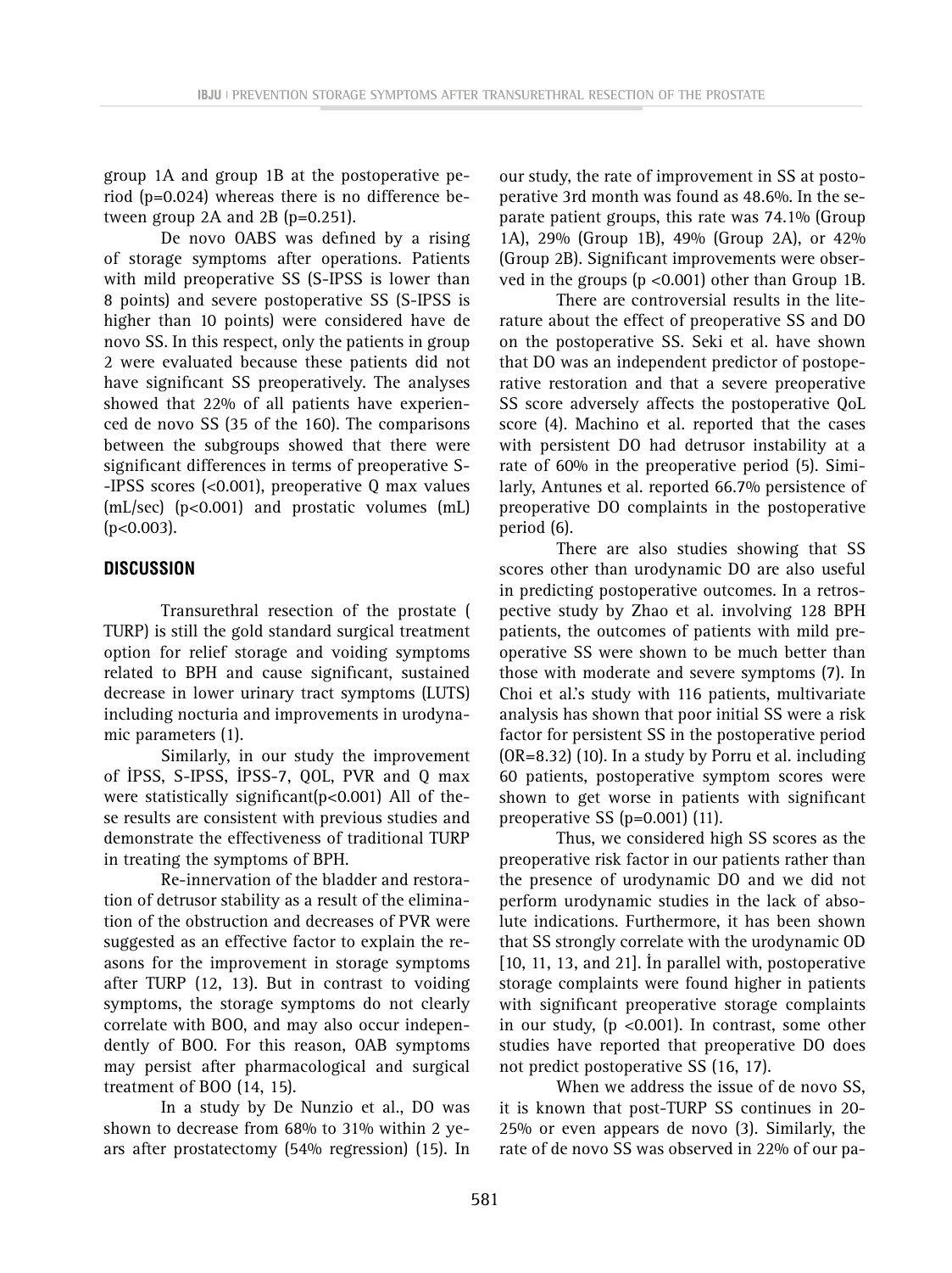group 1A and group 1B at the postoperative period (p=0.024) whereas there is no difference between group 2A and 2B (p=0.251).

De novo OABS was defined by a rising of storage symptoms after operations. Patients with mild preoperative SS (S-IPSS is lower than 8 points) and severe postoperative SS (S-IPSS is higher than 10 points) were considered have de novo SS. In this respect, only the patients in group 2 were evaluated because these patients did not have significant SS preoperatively. The analyses showed that 22% of all patients have experienced de novo SS (35 of the 160). The comparisons between the subgroups showed that there were significant differences in terms of preoperative S-IPSS scores (<0.001), preoperative Q max values (mL/sec) (p<0.001) and prostatic volumes (mL) (p<0.003).

## DISCUSSION

Transurethral resection of the prostate ( TURP) is still the gold standard surgical treatment option for relief storage and voiding symptoms related to BPH and cause significant, sustained decrease in lower urinary tract symptoms (LUTS) including nocturia and improvements in urodynamic parameters (1).

Similarly, in our study the improvement of İPSS, S-IPSS, İPSS-7, QOL, PVR and Q max were statistically significant(p<0.001) All of these results are consistent with previous studies and demonstrate the effectiveness of traditional TURP in treating the symptoms of BPH.

Re-innervation of the bladder and restoration of detrusor stability as a result of the elimination of the obstruction and decreases of PVR were suggested as an effective factor to explain the reasons for the improvement in storage symptoms after TURP (12, 13). But in contrast to voiding symptoms, the storage symptoms do not clearly correlate with BOO, and may also occur independently of BOO. For this reason, OAB symptoms may persist after pharmacological and surgical treatment of BOO (14, 15).

In a study by De Nunzio et al., DO was shown to decrease from 68% to 31% within 2 years after prostatectomy (54% regression) (15). In our study, the rate of improvement in SS at postoperative 3rd month was found as 48.6%. In the separate patient groups, this rate was 74.1% (Group 1A), 29% (Group 1B), 49% (Group 2A), or 42% (Group 2B). Significant improvements were observed in the groups (p <0.001) other than Group 1B.

There are controversial results in the literature about the effect of preoperative SS and DO on the postoperative SS. Seki et al. have shown that DO was an independent predictor of postoperative restoration and that a severe preoperative SS score adversely affects the postoperative QoL score (4). Machino et al. reported that the cases with persistent DO had detrusor instability at a rate of 60% in the preoperative period (5). Similarly, Antunes et al. reported 66.7% persistence of preoperative DO complaints in the postoperative period (6).

There are also studies showing that SS scores other than urodynamic DO are also useful in predicting postoperative outcomes. In a retrospective study by Zhao et al. involving 128 BPH patients, the outcomes of patients with mild preoperative SS were shown to be much better than those with moderate and severe symptoms (7). In Choi et al.'s study with 116 patients, multivariate analysis has shown that poor initial SS were a risk factor for persistent SS in the postoperative period (OR=8.32) (10). In a study by Porru et al. including 60 patients, postoperative symptom scores were shown to get worse in patients with significant preoperative SS (p=0.001) (11).

Thus, we considered high SS scores as the preoperative risk factor in our patients rather than the presence of urodynamic DO and we did not perform urodynamic studies in the lack of absolute indications. Furthermore, it has been shown that SS strongly correlate with the urodynamic OD [10, 11, 13, and 21]. İn parallel with, postoperative storage complaints were found higher in patients with significant preoperative storage complaints in our study, (p <0.001). In contrast, some other studies have reported that preoperative DO does not predict postoperative SS (16, 17).

When we address the issue of de novo SS, it is known that post-TURP SS continues in 20-25% or even appears de novo (3). Similarly, the rate of de novo SS was observed in 22% of our pa-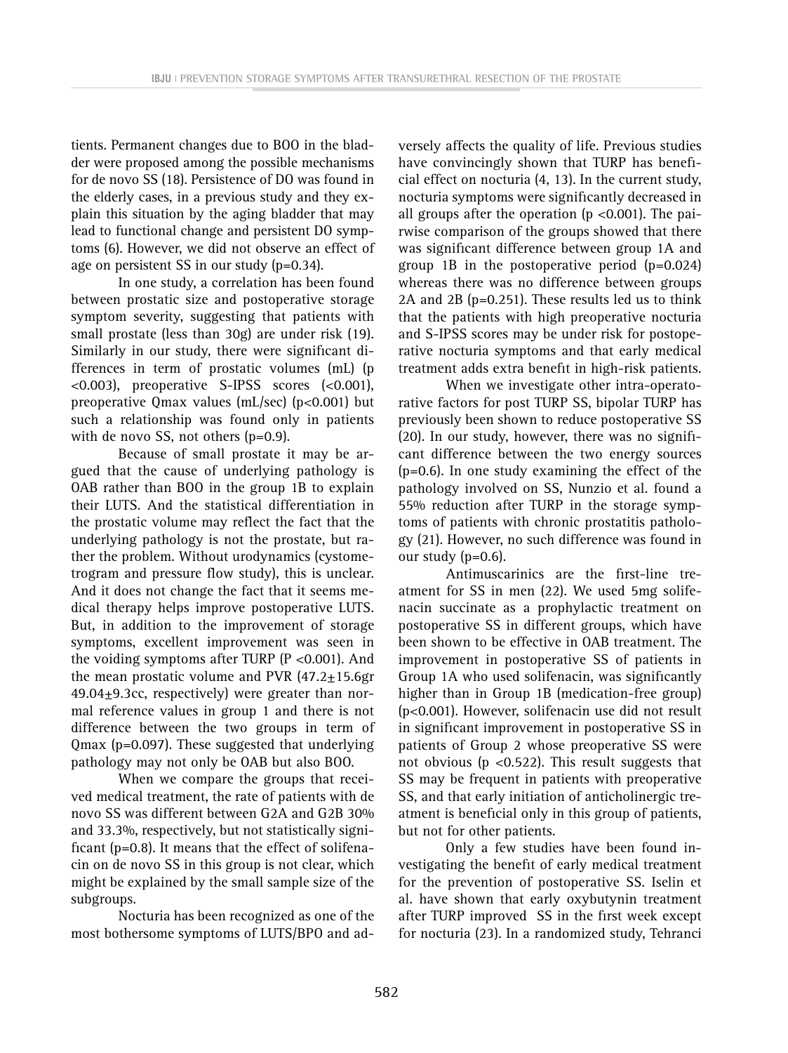tients. Permanent changes due to BOO in the bladder were proposed among the possible mechanisms for de novo SS (18). Persistence of DO was found in the elderly cases, in a previous study and they explain this situation by the aging bladder that may lead to functional change and persistent DO symptoms (6). However, we did not observe an effect of age on persistent SS in our study (p=0.34).

In one study, a correlation has been found between prostatic size and postoperative storage symptom severity, suggesting that patients with small prostate (less than 30g) are under risk (19). Similarly in our study, there were significant differences in term of prostatic volumes (mL) (p <0.003), preoperative S-IPSS scores (<0.001), preoperative Qmax values (mL/sec) (p<0.001) but such a relationship was found only in patients with de novo SS, not others (p=0.9).

Because of small prostate it may be argued that the cause of underlying pathology is OAB rather than BOO in the group 1B to explain their LUTS. And the statistical differentiation in the prostatic volume may reflect the fact that the underlying pathology is not the prostate, but rather the problem. Without urodynamics (cystometrogram and pressure flow study), this is unclear. And it does not change the fact that it seems medical therapy helps improve postoperative LUTS. But, in addition to the improvement of storage symptoms, excellent improvement was seen in the voiding symptoms after TURP (P <0.001). And the mean prostatic volume and PVR (47.2±15.6gr 49.04±9.3cc, respectively) were greater than normal reference values in group 1 and there is not difference between the two groups in term of Qmax (p=0.097). These suggested that underlying pathology may not only be OAB but also BOO.

When we compare the groups that received medical treatment, the rate of patients with de novo SS was different between G2A and G2B 30% and 33.3%, respectively, but not statistically significant (p=0.8). It means that the effect of solifenacin on de novo SS in this group is not clear, which might be explained by the small sample size of the subgroups.

Nocturia has been recognized as one of the most bothersome symptoms of LUTS/BPO and adversely affects the quality of life. Previous studies have convincingly shown that TURP has beneficial effect on nocturia (4, 13). In the current study, nocturia symptoms were significantly decreased in all groups after the operation (p <0.001). The pairwise comparison of the groups showed that there was significant difference between group 1A and group 1B in the postoperative period (p=0.024) whereas there was no difference between groups 2A and 2B (p=0.251). These results led us to think that the patients with high preoperative nocturia and S-IPSS scores may be under risk for postoperative nocturia symptoms and that early medical treatment adds extra benefit in high-risk patients.

When we investigate other intra-operatorative factors for post TURP SS, bipolar TURP has previously been shown to reduce postoperative SS (20). In our study, however, there was no significant difference between the two energy sources (p=0.6). In one study examining the effect of the pathology involved on SS, Nunzio et al. found a 55% reduction after TURP in the storage symptoms of patients with chronic prostatitis pathology (21). However, no such difference was found in our study (p=0.6).

Antimuscarinics are the first-line treatment for SS in men (22). We used 5mg solifenacin succinate as a prophylactic treatment on postoperative SS in different groups, which have been shown to be effective in OAB treatment. The improvement in postoperative SS of patients in Group 1A who used solifenacin, was significantly higher than in Group 1B (medication-free group) (p<0.001). However, solifenacin use did not result in significant improvement in postoperative SS in patients of Group 2 whose preoperative SS were not obvious (p <0.522). This result suggests that SS may be frequent in patients with preoperative SS, and that early initiation of anticholinergic treatment is beneficial only in this group of patients, but not for other patients.

Only a few studies have been found investigating the benefit of early medical treatment for the prevention of postoperative SS. Iselin et al. have shown that early oxybutynin treatment after TURP improved SS in the first week except for nocturia (23). In a randomized study, Tehranci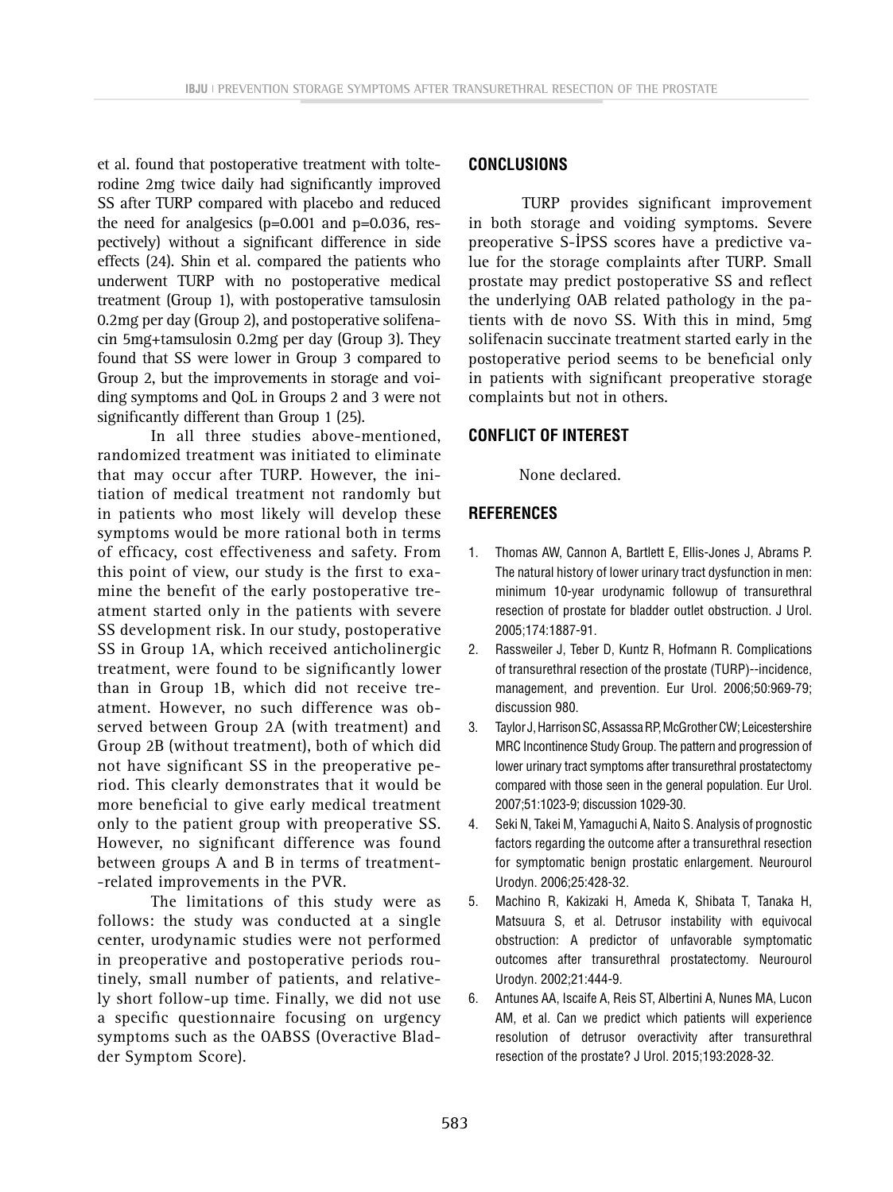et al. found that postoperative treatment with tolterodine 2mg twice daily had significantly improved SS after TURP compared with placebo and reduced the need for analgesics (p=0.001 and p=0.036, respectively) without a significant difference in side effects (24). Shin et al. compared the patients who underwent TURP with no postoperative medical treatment (Group 1), with postoperative tamsulosin 0.2mg per day (Group 2), and postoperative solifenacin 5mg+tamsulosin 0.2mg per day (Group 3). They found that SS were lower in Group 3 compared to Group 2, but the improvements in storage and voiding symptoms and QoL in Groups 2 and 3 were not significantly different than Group 1 (25).

In all three studies above-mentioned, randomized treatment was initiated to eliminate that may occur after TURP. However, the initiation of medical treatment not randomly but in patients who most likely will develop these symptoms would be more rational both in terms of efficacy, cost effectiveness and safety. From this point of view, our study is the first to examine the benefit of the early postoperative treatment started only in the patients with severe SS development risk. In our study, postoperative SS in Group 1A, which received anticholinergic treatment, were found to be significantly lower than in Group 1B, which did not receive treatment. However, no such difference was observed between Group 2A (with treatment) and Group 2B (without treatment), both of which did not have significant SS in the preoperative period. This clearly demonstrates that it would be more beneficial to give early medical treatment only to the patient group with preoperative SS. However, no significant difference was found between groups A and B in terms of treatment--related improvements in the PVR.

The limitations of this study were as follows: the study was conducted at a single center, urodynamic studies were not performed in preoperative and postoperative periods routinely, small number of patients, and relatively short follow-up time. Finally, we did not use a specific questionnaire focusing on urgency symptoms such as the OABSS (Overactive Bladder Symptom Score).

## CONCLUSIONS

TURP provides significant improvement in both storage and voiding symptoms. Severe preoperative S-İPSS scores have a predictive value for the storage complaints after TURP. Small prostate may predict postoperative SS and reflect the underlying OAB related pathology in the patients with de novo SS. With this in mind, 5mg solifenacin succinate treatment started early in the postoperative period seems to be beneficial only in patients with significant preoperative storage complaints but not in others.

## CONFLICT OF INTEREST

None declared.

## REFERENCES

1. Thomas AW, Cannon A, Bartlett E, Ellis-Jones J, Abrams P. The natural history of lower urinary tract dysfunction in men: minimum 10-year urodynamic followup of transurethral resection of prostate for bladder outlet obstruction. J Urol. 2005;174:1887-91.
2. Rassweiler J, Teber D, Kuntz R, Hofmann R. Complications of transurethral resection of the prostate (TURP)--incidence, management, and prevention. Eur Urol. 2006;50:969-79; discussion 980.
3. Taylor J, Harrison SC, Assassa RP, McGrother CW; Leicestershire MRC Incontinence Study Group. The pattern and progression of lower urinary tract symptoms after transurethral prostatectomy compared with those seen in the general population. Eur Urol. 2007;51:1023-9; discussion 1029-30.
4. Seki N, Takei M, Yamaguchi A, Naito S. Analysis of prognostic factors regarding the outcome after a transurethral resection for symptomatic benign prostatic enlargement. Neurourol Urodyn. 2006;25:428-32.
5. Machino R, Kakizaki H, Ameda K, Shibata T, Tanaka H, Matsuura S, et al. Detrusor instability with equivocal obstruction: A predictor of unfavorable symptomatic outcomes after transurethral prostatectomy. Neurourol Urodyn. 2002;21:444-9.
6. Antunes AA, Iscaife A, Reis ST, Albertini A, Nunes MA, Lucon AM, et al. Can we predict which patients will experience resolution of detrusor overactivity after transurethral resection of the prostate? J Urol. 2015;193:2028-32.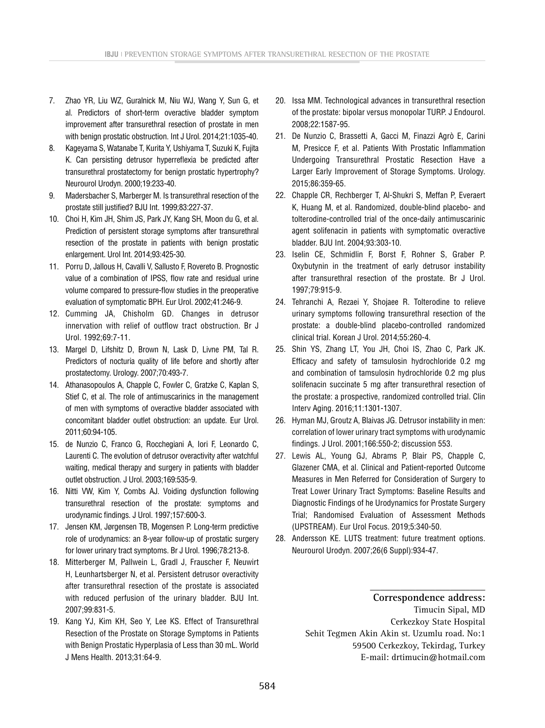7. Zhao YR, Liu WZ, Guralnick M, Niu WJ, Wang Y, Sun G, et al. Predictors of short-term overactive bladder symptom improvement after transurethral resection of prostate in men with benign prostatic obstruction. Int J Urol. 2014;21:1035-40.
8. Kageyama S, Watanabe T, Kurita Y, Ushiyama T, Suzuki K, Fujita K. Can persisting detrusor hyperreflexia be predicted after transurethral prostatectomy for benign prostatic hypertrophy? Neurourol Urodyn. 2000;19:233-40.
9. Madersbacher S, Marberger M. Is transurethral resection of the prostate still justified? BJU Int. 1999;83:227-37.
10. Choi H, Kim JH, Shim JS, Park JY, Kang SH, Moon du G, et al. Prediction of persistent storage symptoms after transurethral resection of the prostate in patients with benign prostatic enlargement. Urol Int. 2014;93:425-30.
11. Porru D, Jallous H, Cavalli V, Sallusto F, Rovereto B. Prognostic value of a combination of IPSS, flow rate and residual urine volume compared to pressure-flow studies in the preoperative evaluation of symptomatic BPH. Eur Urol. 2002;41:246-9.
12. Cumming JA, Chisholm GD. Changes in detrusor innervation with relief of outflow tract obstruction. Br J Urol. 1992;69:7-11.
13. Margel D, Lifshitz D, Brown N, Lask D, Livne PM, Tal R. Predictors of nocturia quality of life before and shortly after prostatectomy. Urology. 2007;70:493-7.
14. Athanasopoulos A, Chapple C, Fowler C, Gratzke C, Kaplan S, Stief C, et al. The role of antimuscarinics in the management of men with symptoms of overactive bladder associated with concomitant bladder outlet obstruction: an update. Eur Urol. 2011;60:94-105.
15. de Nunzio C, Franco G, Rocchegiani A, Iori F, Leonardo C, Laurenti C. The evolution of detrusor overactivity after watchful waiting, medical therapy and surgery in patients with bladder outlet obstruction. J Urol. 2003;169:535-9.
16. Nitti VW, Kim Y, Combs AJ. Voiding dysfunction following transurethral resection of the prostate: symptoms and urodynamic findings. J Urol. 1997;157:600-3.
17. Jensen KM, Jørgensen TB, Mogensen P. Long-term predictive role of urodynamics: an 8-year follow-up of prostatic surgery for lower urinary tract symptoms. Br J Urol. 1996;78:213-8.
18. Mitterberger M, Pallwein L, Gradl J, Frauscher F, Neuwirt H, Leunhartsberger N, et al. Persistent detrusor overactivity after transurethral resection of the prostate is associated with reduced perfusion of the urinary bladder. BJU Int. 2007;99:831-5.
19. Kang YJ, Kim KH, Seo Y, Lee KS. Effect of Transurethral Resection of the Prostate on Storage Symptoms in Patients with Benign Prostatic Hyperplasia of Less than 30 mL. World J Mens Health. 2013;31:64-9.
20. Issa MM. Technological advances in transurethral resection of the prostate: bipolar versus monopolar TURP. J Endourol. 2008;22:1587-95.
21. De Nunzio C, Brassetti A, Gacci M, Finazzi Agrò E, Carini M, Presicce F, et al. Patients With Prostatic Inflammation Undergoing Transurethral Prostatic Resection Have a Larger Early Improvement of Storage Symptoms. Urology. 2015;86:359-65.
22. Chapple CR, Rechberger T, Al-Shukri S, Meffan P, Everaert K, Huang M, et al. Randomized, double-blind placebo- and tolterodine-controlled trial of the once-daily antimuscarinic agent solifenacin in patients with symptomatic overactive bladder. BJU Int. 2004;93:303-10.
23. Iselin CE, Schmidlin F, Borst F, Rohner S, Graber P. Oxybutynin in the treatment of early detrusor instability after transurethral resection of the prostate. Br J Urol. 1997;79:915-9.
24. Tehranchi A, Rezaei Y, Shojaee R. Tolterodine to relieve urinary symptoms following transurethral resection of the prostate: a double-blind placebo-controlled randomized clinical trial. Korean J Urol. 2014;55:260-4.
25. Shin YS, Zhang LT, You JH, Choi IS, Zhao C, Park JK. Efficacy and safety of tamsulosin hydrochloride 0.2 mg and combination of tamsulosin hydrochloride 0.2 mg plus solifenacin succinate 5 mg after transurethral resection of the prostate: a prospective, randomized controlled trial. Clin Interv Aging. 2016;11:1301-1307.
26. Hyman MJ, Groutz A, Blaivas JG. Detrusor instability in men: correlation of lower urinary tract symptoms with urodynamic findings. J Urol. 2001;166:550-2; discussion 553.
27. Lewis AL, Young GJ, Abrams P, Blair PS, Chapple C, Glazener CMA, et al. Clinical and Patient-reported Outcome Measures in Men Referred for Consideration of Surgery to Treat Lower Urinary Tract Symptoms: Baseline Results and Diagnostic Findings of he Urodynamics for Prostate Surgery Trial; Randomised Evaluation of Assessment Methods (UPSTREAM). Eur Urol Focus. 2019;5:340-50.
28. Andersson KE. LUTS treatment: future treatment options. Neurourol Urodyn. 2007;26(6 Suppl):934-47.

**Correspondence address:**
Timucin Sipal, MD
Cerkezkoy State Hospital
Sehit Tegmen Akin Akin st. Uzumlu road. No:1
59500 Cerkezkoy, Tekirdag, Turkey
E-mail: drtimucin@hotmail.com